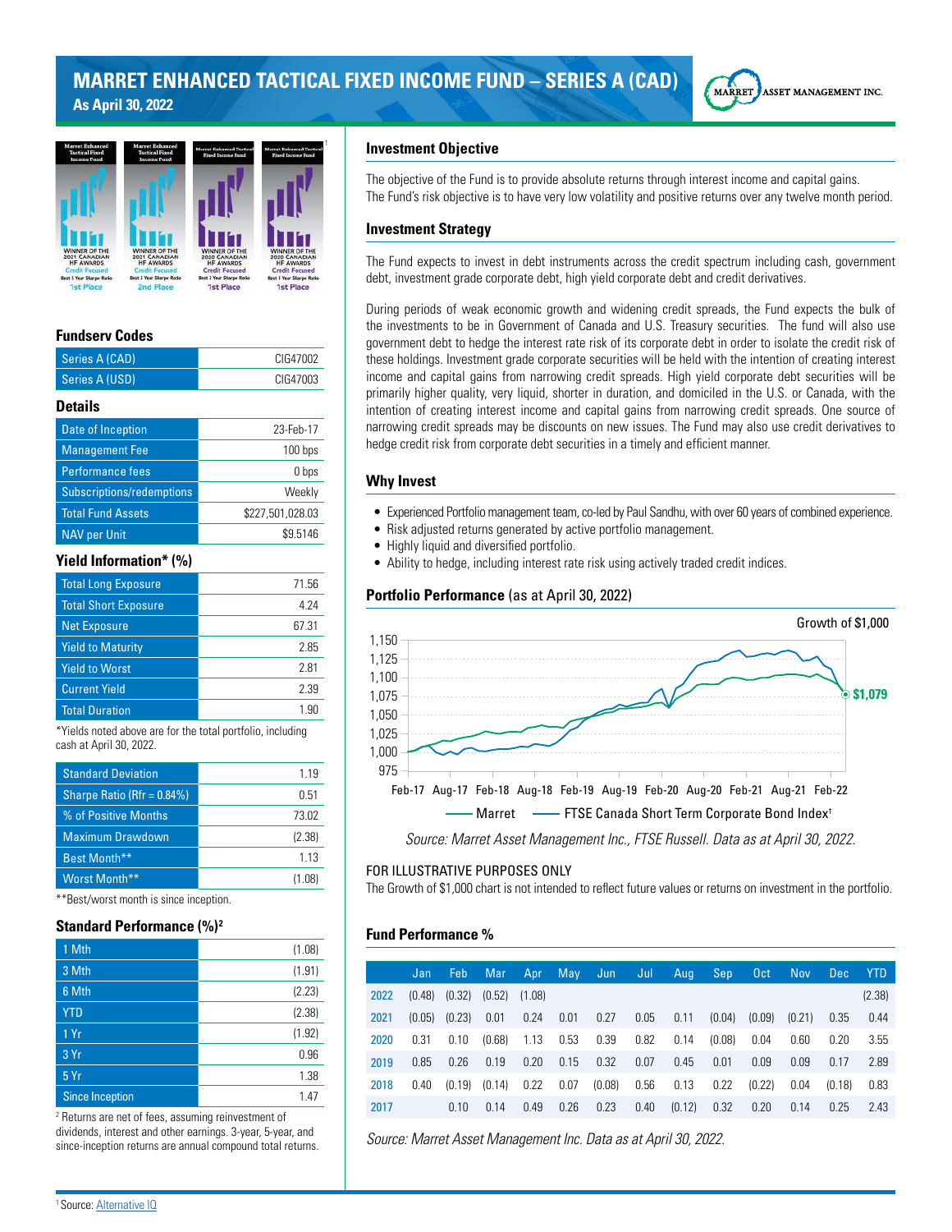# MARRET ENHANCED TACTICAL FIXED INCOME FUND – SERIES A (CAD)

**As April 30, 2022**

MARRET ASSET MANAGEMENT INC.

Marret Enhanced Tactical Fixed Income Fund — WINNER OF THE 2021 CANADIAN HF AWARDS Credit Focused Best 5 Year Sharpe Ratio 1st Place

Marret Enhanced Tactical Fixed Income Fund — WINNER OF THE 2021 CANADIAN HF AWARDS Credit Focused Best 3 Year Sharpe Ratio 2nd Place

Marret Enhanced Tactical Fixed Income Fund — WINNER OF THE 2020 CANADIAN HF AWARDS Credit Focused Best 3 Year Sharpe Ratio 1st Place

Marret Enhanced Tactical Fixed Income Fund — WINNER OF THE 2020 CANADIAN HF AWARDS Credit Focused Best 3 Year Sharpe Ratio 1st Place[1]

### Fundserv Codes

| | |
|---|---|
| Series A (CAD) | CIG47002 |
| Series A (USD) | CIG47003 |

### Details

| | |
|---|---|
| Date of Inception | 23-Feb-17 |
| Management Fee | 100 bps |
| Performance fees | 0 bps |
| Subscriptions/redemptions | Weekly |
| Total Fund Assets | $227,501,028.03 |
| NAV per Unit | $9.5146 |

### Yield Information* (%)

| | |
|---|---|
| Total Long Exposure | 71.56 |
| Total Short Exposure | 4.24 |
| Net Exposure | 67.31 |
| Yield to Maturity | 2.85 |
| Yield to Worst | 2.81 |
| Current Yield | 2.39 |
| Total Duration | 1.90 |

*Yields noted above are for the total portfolio, including cash at April 30, 2022.

| | |
|---|---|
| Standard Deviation | 1.19 |
| Sharpe Ratio (Rfr = 0.84%) | 0.51 |
| % of Positive Months | 73.02 |
| Maximum Drawdown | (2.38) |
| Best Month** | 1.13 |
| Worst Month** | (1.08) |

**Best/worst month is since inception.

### Standard Performance (%)[2]

| | |
|---|---|
| 1 Mth | (1.08) |
| 3 Mth | (1.91) |
| 6 Mth | (2.23) |
| YTD | (2.38) |
| 1 Yr | (1.92) |
| 3 Yr | 0.96 |
| 5 Yr | 1.38 |
| Since Inception | 1.47 |

[2] Returns are net of fees, assuming reinvestment of dividends, interest and other earnings. 3-year, 5-year, and since-inception returns are annual compound total returns.

### Investment Objective

The objective of the Fund is to provide absolute returns through interest income and capital gains. The Fund's risk objective is to have very low volatility and positive returns over any twelve month period.

### Investment Strategy

The Fund expects to invest in debt instruments across the credit spectrum including cash, government debt, investment grade corporate debt, high yield corporate debt and credit derivatives.

During periods of weak economic growth and widening credit spreads, the Fund expects the bulk of the investments to be in Government of Canada and U.S. Treasury securities. The fund will also use government debt to hedge the interest rate risk of its corporate debt in order to isolate the credit risk of these holdings. Investment grade corporate securities will be held with the intention of creating interest income and capital gains from narrowing credit spreads. High yield corporate debt securities will be primarily higher quality, very liquid, shorter in duration, and domiciled in the U.S. or Canada, with the intention of creating interest income and capital gains from narrowing credit spreads. One source of narrowing credit spreads may be discounts on new issues. The Fund may also use credit derivatives to hedge credit risk from corporate debt securities in a timely and efficient manner.

### Why Invest

- Experienced Portfolio management team, co-led by Paul Sandhu, with over 60 years of combined experience.
- Risk adjusted returns generated by active portfolio management.
- Highly liquid and diversified portfolio.
- Ability to hedge, including interest rate risk using actively traded credit indices.

### Portfolio Performance (as at April 30, 2022)

Growth of $1,000

$1,079

Marret — FTSE Canada Short Term Corporate Bond Index†

*Source: Marret Asset Management Inc., FTSE Russell. Data as at April 30, 2022.*

FOR ILLUSTRATIVE PURPOSES ONLY

The Growth of $1,000 chart is not intended to reflect future values or returns on investment in the portfolio.

### Fund Performance %

| | Jan | Feb | Mar | Apr | May | Jun | Jul | Aug | Sep | Oct | Nov | Dec | YTD |
|---|---|---|---|---|---|---|---|---|---|---|---|---|---|
| 2022 | (0.48) | (0.32) | (0.52) | (1.08) | | | | | | | | | (2.38) |
| 2021 | (0.05) | (0.23) | 0.01 | 0.24 | 0.01 | 0.27 | 0.05 | 0.11 | (0.04) | (0.09) | (0.21) | 0.35 | 0.44 |
| 2020 | 0.31 | 0.10 | (0.68) | 1.13 | 0.53 | 0.39 | 0.82 | 0.14 | (0.08) | 0.04 | 0.60 | 0.20 | 3.55 |
| 2019 | 0.85 | 0.26 | 0.19 | 0.20 | 0.15 | 0.32 | 0.07 | 0.45 | 0.01 | 0.09 | 0.09 | 0.17 | 2.89 |
| 2018 | 0.40 | (0.19) | (0.14) | 0.22 | 0.07 | (0.08) | 0.56 | 0.13 | 0.22 | (0.22) | 0.04 | (0.18) | 0.83 |
| 2017 | | 0.10 | 0.14 | 0.49 | 0.26 | 0.23 | 0.40 | (0.12) | 0.32 | 0.20 | 0.14 | 0.25 | 2.43 |

*Source: Marret Asset Management Inc. Data as at April 30, 2022.*

[1] Source: Alternative IQ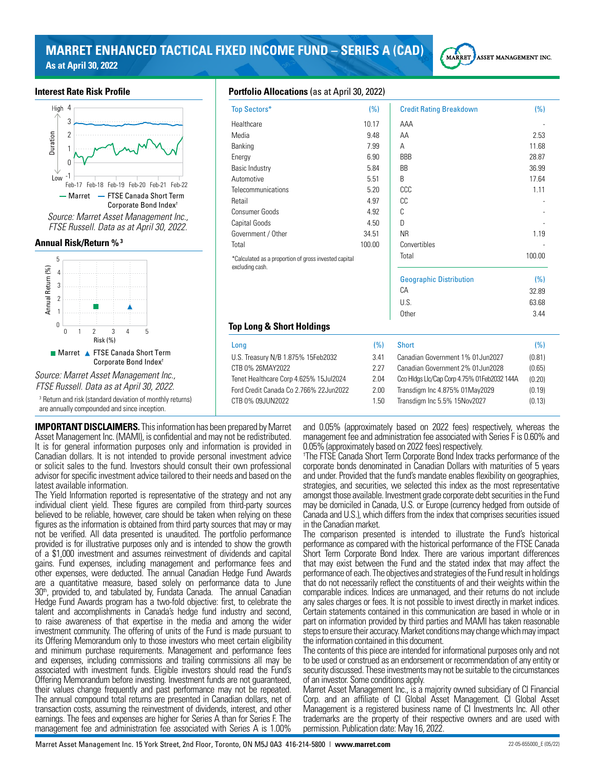# MARRET ENHANCED TACTICAL FIXED INCOME FUND – SERIES A (CAD)

**As at April 30, 2022**

MARRET ASSET MANAGEMENT INC.

### Interest Rate Risk Profile

High 4
3
2
1
0
Low -1
Duration
Feb-17 Feb-18 Feb-19 Feb-20 Feb-21 Feb-22
— Marret — FTSE Canada Short Term Corporate Bond Index†

*Source: Marret Asset Management Inc., FTSE Russell. Data as at April 30, 2022.*

### Annual Risk/Return %[3]

Annual Return (%)
5
4
3
2
1
0
0 1 2 3 4 5
Risk (%)
■ Marret ▲ FTSE Canada Short Term Corporate Bond Index†

*Source: Marret Asset Management Inc., FTSE Russell. Data as at April 30, 2022.*

[3] Return and risk (standard deviation of monthly returns) are annually compounded and since inception.

### Portfolio Allocations (as at April 30, 2022)

| Top Sectors* | (%) |
|---|---|
| Healthcare | 10.17 |
| Media | 9.48 |
| Banking | 7.99 |
| Energy | 6.90 |
| Basic Industry | 5.84 |
| Automotive | 5.51 |
| Telecommunications | 5.20 |
| Retail | 4.97 |
| Consumer Goods | 4.92 |
| Capital Goods | 4.50 |
| Government / Other | 34.51 |
| Total | 100.00 |

*Calculated as a proportion of gross invested capital excluding cash.

| Credit Rating Breakdown | (%) |
|---|---|
| AAA | - |
| AA | 2.53 |
| A | 11.68 |
| BBB | 28.87 |
| BB | 36.99 |
| B | 17.64 |
| CCC | 1.11 |
| CC | - |
| C | - |
| D | - |
| NR | 1.19 |
| Convertibles | - |
| Total | 100.00 |

| Geographic Distribution | (%) |
|---|---|
| CA | 32.89 |
| U.S. | 63.68 |
| Other | 3.44 |

### Top Long & Short Holdings

| Long | (%) | Short | (%) |
|---|---|---|---|
| U.S. Treasury N/B 1.875% 15Feb2032 | 3.41 | Canadian Government 1% 01Jun2027 | (0.81) |
| CTB 0% 26MAY2022 | 2.27 | Canadian Government 2% 01Jun2028 | (0.65) |
| Tenet Healthcare Corp 4.625% 15Jul2024 | 2.04 | Cco Hldgs Llc/Cap Corp 4.75% 01Feb2032 144A | (0.20) |
| Ford Credit Canada Co 2.766% 22Jun2022 | 2.00 | Transdigm Inc 4.875% 01May2029 | (0.19) |
| CTB 0% 09JUN2022 | 1.50 | Transdigm Inc 5.5% 15Nov2027 | (0.13) |

**IMPORTANT DISCLAIMERS.** This information has been prepared by Marret Asset Management Inc. (MAMI), is confidential and may not be redistributed. It is for general information purposes only and information is provided in Canadian dollars. It is not intended to provide personal investment advice or solicit sales to the fund. Investors should consult their own professional advisor for specific investment advice tailored to their needs and based on the latest available information.

The Yield Information reported is representative of the strategy and not any individual client yield. These figures are compiled from third-party sources believed to be reliable, however, care should be taken when relying on these figures as the information is obtained from third party sources that may or may not be verified. All data presented is unaudited. The portfolio performance provided is for illustrative purposes only and is intended to show the growth of a $1,000 investment and assumes reinvestment of dividends and capital gains. Fund expenses, including management and performance fees and other expenses, were deducted. The annual Canadian Hedge Fund Awards are a quantitative measure, based solely on performance data to June 30th, provided to, and tabulated by, Fundata Canada. The annual Canadian Hedge Fund Awards program has a two-fold objective: first, to celebrate the talent and accomplishments in Canada's hedge fund industry and second, to raise awareness of that expertise in the media and among the wider investment community. The offering of units of the Fund is made pursuant to its Offering Memorandum only to those investors who meet certain eligibility and minimum purchase requirements. Management and performance fees and expenses, including commissions and trailing commissions all may be associated with investment funds. Eligible investors should read the Fund's Offering Memorandum before investing. Investment funds are not guaranteed, their values change frequently and past performance may not be repeated. The annual compound total returns are presented in Canadian dollars, net of transaction costs, assuming the reinvestment of dividends, interest, and other earnings. The fees and expenses are higher for Series A than for Series F. The management fee and administration fee associated with Series A is 1.00% and 0.05% (approximately based on 2022 fees) respectively, whereas the management fee and administration fee associated with Series F is 0.60% and 0.05% (approximately based on 2022 fees) respectively.

†The FTSE Canada Short Term Corporate Bond Index tracks performance of the corporate bonds denominated in Canadian Dollars with maturities of 5 years and under. Provided that the fund's mandate enables flexibility on geographies, strategies, and securities, we selected this index as the most representative amongst those available. Investment grade corporate debt securities in the Fund may be domiciled in Canada, U.S. or Europe (currency hedged from outside of Canada and U.S.), which differs from the index that comprises securities issued in the Canadian market.

The comparison presented is intended to illustrate the Fund's historical performance as compared with the historical performance of the FTSE Canada Short Term Corporate Bond Index. There are various important differences that may exist between the Fund and the stated index that may affect the performance of each. The objectives and strategies of the Fund result in holdings that do not necessarily reflect the constituents of and their weights within the comparable indices. Indices are unmanaged, and their returns do not include any sales charges or fees. It is not possible to invest directly in market indices. Certain statements contained in this communication are based in whole or in part on information provided by third parties and MAMI has taken reasonable steps to ensure their accuracy. Market conditions may change which may impact the information contained in this document.

The contents of this piece are intended for informational purposes only and not to be used or construed as an endorsement or recommendation of any entity or security discussed. These investments may not be suitable to the circumstances of an investor. Some conditions apply.

Marret Asset Management Inc., is a majority owned subsidiary of CI Financial Corp. and an affiliate of CI Global Asset Management. CI Global Asset Management is a registered business name of CI Investments Inc. All other trademarks are the property of their respective owners and are used with permission. Publication date: May 16, 2022.

Marret Asset Management Inc. 15 York Street, 2nd Floor, Toronto, ON M5J 0A3 416-214-5800 | **www.marret.com**

22-05-655000_E (05/22)